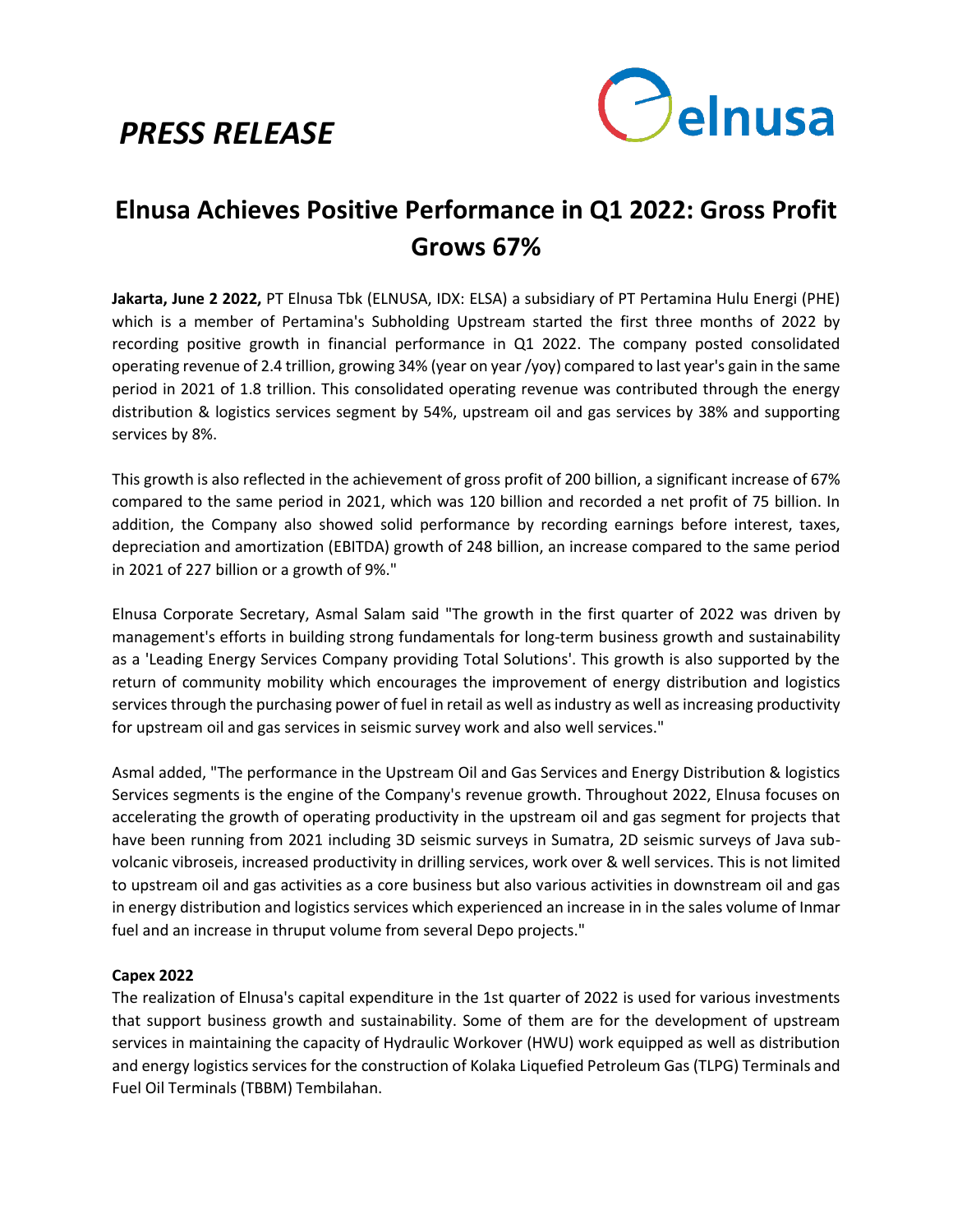*PRESS RELEASE*

elnusa

# Elnusa Achieves Positive Performance in Q1 2022: Gross Profit Grows 67%

**Jakarta, June 2 2022,** PT Elnusa Tbk (ELNUSA, IDX: ELSA) a subsidiary of PT Pertamina Hulu Energi (PHE) which is a member of Pertamina's Subholding Upstream started the first three months of 2022 by recording positive growth in financial performance in Q1 2022. The company posted consolidated operating revenue of 2.4 trillion, growing 34% (year on year /yoy) compared to last year's gain in the same period in 2021 of 1.8 trillion. This consolidated operating revenue was contributed through the energy distribution & logistics services segment by 54%, upstream oil and gas services by 38% and supporting services by 8%.

This growth is also reflected in the achievement of gross profit of 200 billion, a significant increase of 67% compared to the same period in 2021, which was 120 billion and recorded a net profit of 75 billion. In addition, the Company also showed solid performance by recording earnings before interest, taxes, depreciation and amortization (EBITDA) growth of 248 billion, an increase compared to the same period in 2021 of 227 billion or a growth of 9%."

Elnusa Corporate Secretary, Asmal Salam said "The growth in the first quarter of 2022 was driven by management's efforts in building strong fundamentals for long-term business growth and sustainability as a 'Leading Energy Services Company providing Total Solutions'. This growth is also supported by the return of community mobility which encourages the improvement of energy distribution and logistics services through the purchasing power of fuel in retail as well as industry as well as increasing productivity for upstream oil and gas services in seismic survey work and also well services."

Asmal added, "The performance in the Upstream Oil and Gas Services and Energy Distribution & logistics Services segments is the engine of the Company's revenue growth. Throughout 2022, Elnusa focuses on accelerating the growth of operating productivity in the upstream oil and gas segment for projects that have been running from 2021 including 3D seismic surveys in Sumatra, 2D seismic surveys of Java sub-volcanic vibroseis, increased productivity in drilling services, work over & well services. This is not limited to upstream oil and gas activities as a core business but also various activities in downstream oil and gas in energy distribution and logistics services which experienced an increase in in the sales volume of Inmar fuel and an increase in thruput volume from several Depo projects."

**Capex 2022**

The realization of Elnusa's capital expenditure in the 1st quarter of 2022 is used for various investments that support business growth and sustainability. Some of them are for the development of upstream services in maintaining the capacity of Hydraulic Workover (HWU) work equipped as well as distribution and energy logistics services for the construction of Kolaka Liquefied Petroleum Gas (TLPG) Terminals and Fuel Oil Terminals (TBBM) Tembilahan.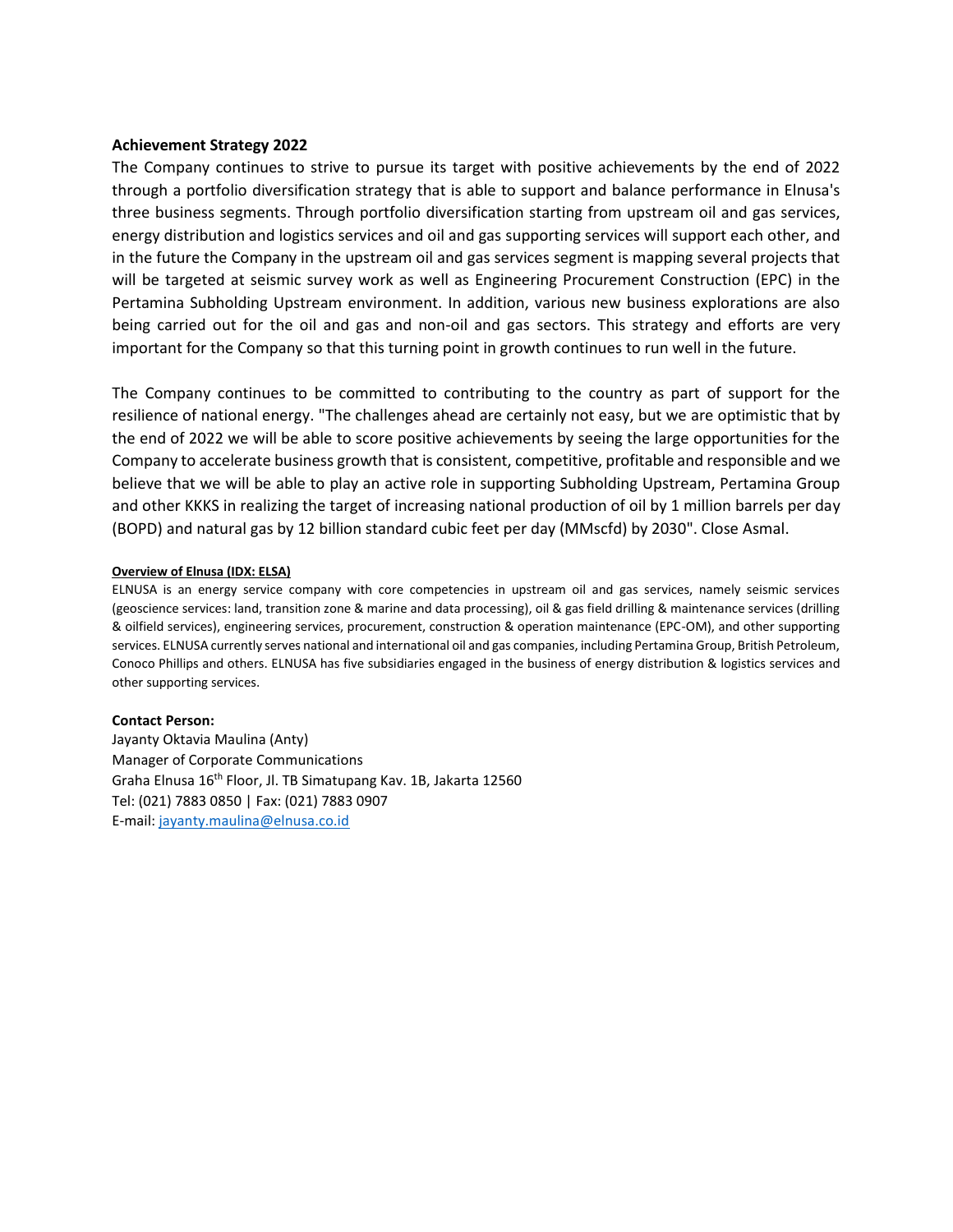**Achievement Strategy 2022**

The Company continues to strive to pursue its target with positive achievements by the end of 2022 through a portfolio diversification strategy that is able to support and balance performance in Elnusa's three business segments. Through portfolio diversification starting from upstream oil and gas services, energy distribution and logistics services and oil and gas supporting services will support each other, and in the future the Company in the upstream oil and gas services segment is mapping several projects that will be targeted at seismic survey work as well as Engineering Procurement Construction (EPC) in the Pertamina Subholding Upstream environment. In addition, various new business explorations are also being carried out for the oil and gas and non-oil and gas sectors. This strategy and efforts are very important for the Company so that this turning point in growth continues to run well in the future.

The Company continues to be committed to contributing to the country as part of support for the resilience of national energy. "The challenges ahead are certainly not easy, but we are optimistic that by the end of 2022 we will be able to score positive achievements by seeing the large opportunities for the Company to accelerate business growth that is consistent, competitive, profitable and responsible and we believe that we will be able to play an active role in supporting Subholding Upstream, Pertamina Group and other KKKS in realizing the target of increasing national production of oil by 1 million barrels per day (BOPD) and natural gas by 12 billion standard cubic feet per day (MMscfd) by 2030". Close Asmal.

**Overview of Elnusa (IDX: ELSA)**

ELNUSA is an energy service company with core competencies in upstream oil and gas services, namely seismic services (geoscience services: land, transition zone & marine and data processing), oil & gas field drilling & maintenance services (drilling & oilfield services), engineering services, procurement, construction & operation maintenance (EPC-OM), and other supporting services. ELNUSA currently serves national and international oil and gas companies, including Pertamina Group, British Petroleum, Conoco Phillips and others. ELNUSA has five subsidiaries engaged in the business of energy distribution & logistics services and other supporting services.

**Contact Person:**

Jayanty Oktavia Maulina (Anty)
Manager of Corporate Communications
Graha Elnusa 16th Floor, Jl. TB Simatupang Kav. 1B, Jakarta 12560
Tel: (021) 7883 0850 | Fax: (021) 7883 0907
E-mail: jayanty.maulina@elnusa.co.id